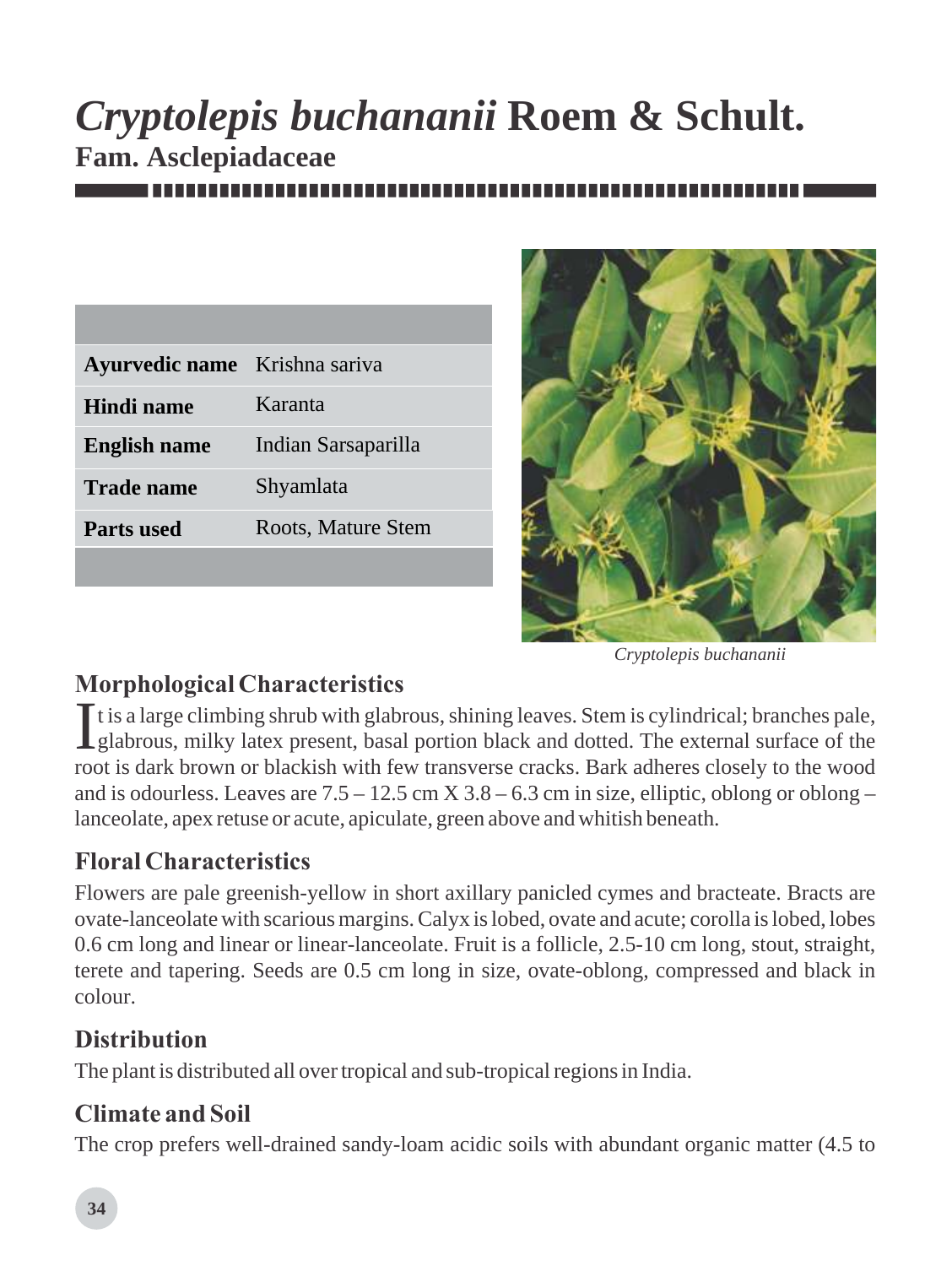# *Cryptolepis buchananii* Roem & Schult.

**Fam. Asclepiadaceae**

| | |
|---|---|
| **Ayurvedic name** | Krishna sariva |
| **Hindi name** | Karanta |
| **English name** | Indian Sarsaparilla |
| **Trade name** | Shyamlata |
| **Parts used** | Roots, Mature Stem |

*Cryptolepis buchananii*

## Morphological Characteristics

It is a large climbing shrub with glabrous, shining leaves. Stem is cylindrical; branches pale, glabrous, milky latex present, basal portion black and dotted. The external surface of the root is dark brown or blackish with few transverse cracks. Bark adheres closely to the wood and is odourless. Leaves are 7.5 – 12.5 cm X 3.8 – 6.3 cm in size, elliptic, oblong or oblong – lanceolate, apex retuse or acute, apiculate, green above and whitish beneath.

## Floral Characteristics

Flowers are pale greenish-yellow in short axillary panicled cymes and bracteate. Bracts are ovate-lanceolate with scarious margins. Calyx is lobed, ovate and acute; corolla is lobed, lobes 0.6 cm long and linear or linear-lanceolate. Fruit is a follicle, 2.5-10 cm long, stout, straight, terete and tapering. Seeds are 0.5 cm long in size, ovate-oblong, compressed and black in colour.

## Distribution

The plant is distributed all over tropical and sub-tropical regions in India.

## Climate and Soil

The crop prefers well-drained sandy-loam acidic soils with abundant organic matter (4.5 to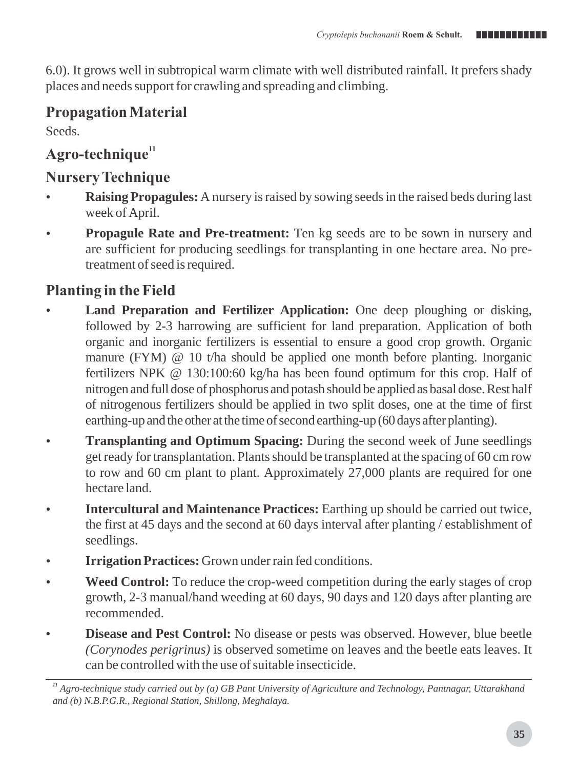6.0). It grows well in subtropical warm climate with well distributed rainfall. It prefers shady places and needs support for crawling and spreading and climbing.

## Propagation Material

Seeds.

## Agro-technique[11]

## Nursery Technique

- **Raising Propagules:** A nursery is raised by sowing seeds in the raised beds during last week of April.
- **Propagule Rate and Pre-treatment:** Ten kg seeds are to be sown in nursery and are sufficient for producing seedlings for transplanting in one hectare area. No pre-treatment of seed is required.

## Planting in the Field

- **Land Preparation and Fertilizer Application:** One deep ploughing or disking, followed by 2-3 harrowing are sufficient for land preparation. Application of both organic and inorganic fertilizers is essential to ensure a good crop growth. Organic manure (FYM) @ 10 t/ha should be applied one month before planting. Inorganic fertilizers NPK @ 130:100:60 kg/ha has been found optimum for this crop. Half of nitrogen and full dose of phosphorus and potash should be applied as basal dose. Rest half of nitrogenous fertilizers should be applied in two split doses, one at the time of first earthing-up and the other at the time of second earthing-up (60 days after planting).
- **Transplanting and Optimum Spacing:** During the second week of June seedlings get ready for transplantation. Plants should be transplanted at the spacing of 60 cm row to row and 60 cm plant to plant. Approximately 27,000 plants are required for one hectare land.
- **Intercultural and Maintenance Practices:** Earthing up should be carried out twice, the first at 45 days and the second at 60 days interval after planting / establishment of seedlings.
- **Irrigation Practices:** Grown under rain fed conditions.
- **Weed Control:** To reduce the crop-weed competition during the early stages of crop growth, 2-3 manual/hand weeding at 60 days, 90 days and 120 days after planting are recommended.
- **Disease and Pest Control:** No disease or pests was observed. However, blue beetle *(Corynodes perigrinus)* is observed sometime on leaves and the beetle eats leaves. It can be controlled with the use of suitable insecticide.

---

*[11] Agro-technique study carried out by (a) GB Pant University of Agriculture and Technology, Pantnagar, Uttarakhand and (b) N.B.P.G.R., Regional Station, Shillong, Meghalaya.*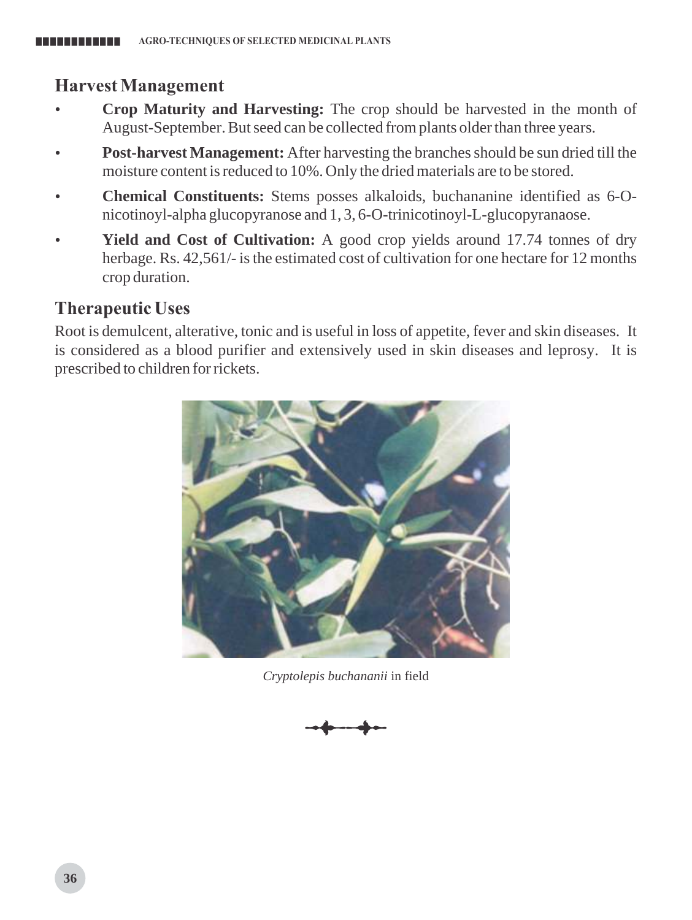## Harvest Management

- **Crop Maturity and Harvesting:** The crop should be harvested in the month of August-September. But seed can be collected from plants older than three years.
- **Post-harvest Management:** After harvesting the branches should be sun dried till the moisture content is reduced to 10%. Only the dried materials are to be stored.
- **Chemical Constituents:** Stems posses alkaloids, buchananine identified as 6-O-nicotinoyl-alpha glucopyranose and 1, 3, 6-O-trinicotinoyl-L-glucopyranaose.
- **Yield and Cost of Cultivation:** A good crop yields around 17.74 tonnes of dry herbage. Rs. 42,561/- is the estimated cost of cultivation for one hectare for 12 months crop duration.

## Therapeutic Uses

Root is demulcent, alterative, tonic and is useful in loss of appetite, fever and skin diseases. It is considered as a blood purifier and extensively used in skin diseases and leprosy. It is prescribed to children for rickets.

*Cryptolepis buchananii* in field